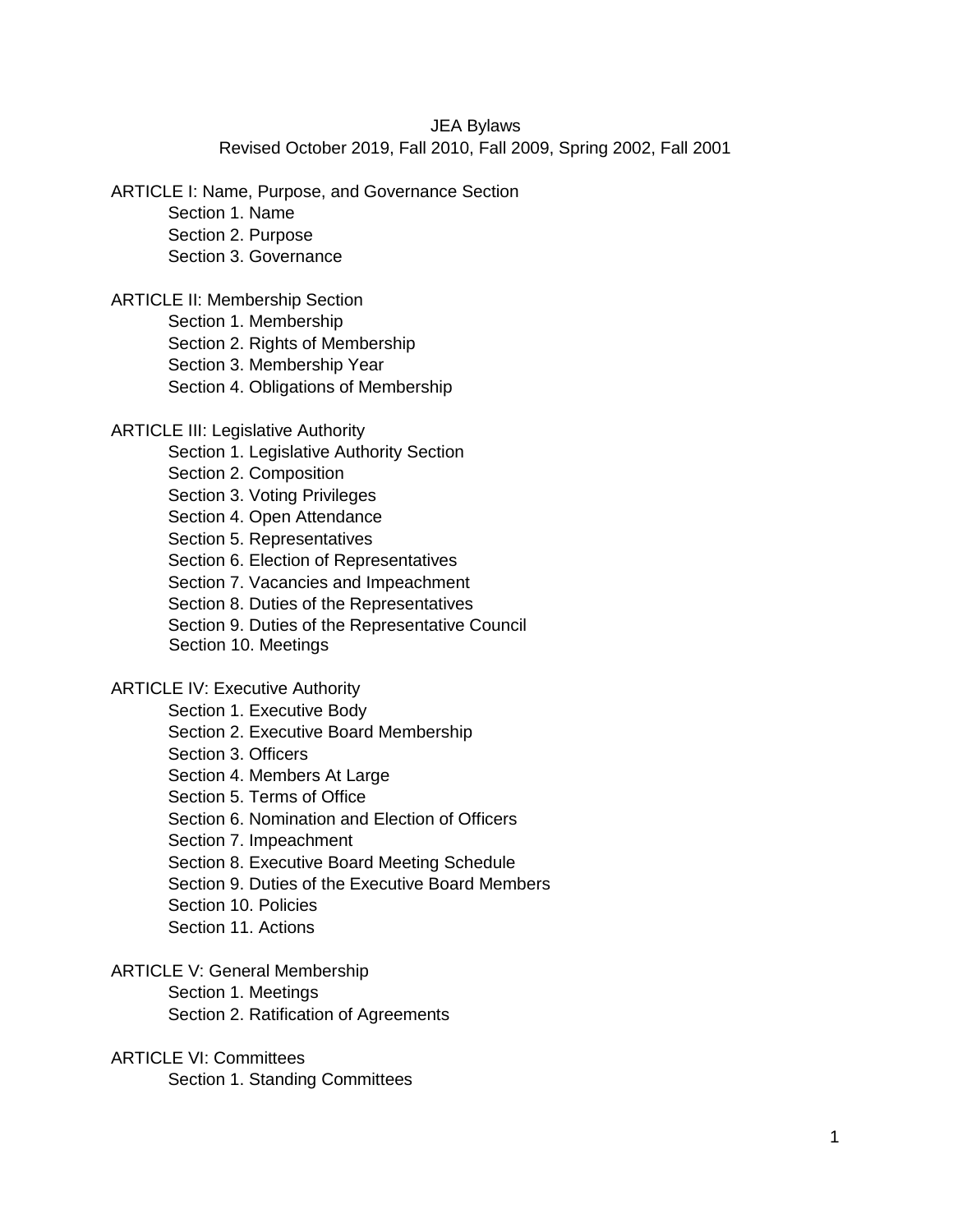# JEA Bylaws

Revised October 2019, Fall 2010, Fall 2009, Spring 2002, Fall 2001

ARTICLE I: Name, Purpose, and Governance Section
- Section 1. Name
- Section 2. Purpose
- Section 3. Governance

ARTICLE II: Membership Section
- Section 1. Membership
- Section 2. Rights of Membership
- Section 3. Membership Year
- Section 4. Obligations of Membership

ARTICLE III: Legislative Authority
- Section 1. Legislative Authority Section
- Section 2. Composition
- Section 3. Voting Privileges
- Section 4. Open Attendance
- Section 5. Representatives
- Section 6. Election of Representatives
- Section 7. Vacancies and Impeachment
- Section 8. Duties of the Representatives
- Section 9. Duties of the Representative Council
- Section 10. Meetings

ARTICLE IV: Executive Authority
- Section 1. Executive Body
- Section 2. Executive Board Membership
- Section 3. Officers
- Section 4. Members At Large
- Section 5. Terms of Office
- Section 6. Nomination and Election of Officers
- Section 7. Impeachment
- Section 8. Executive Board Meeting Schedule
- Section 9. Duties of the Executive Board Members
- Section 10. Policies
- Section 11. Actions

ARTICLE V: General Membership
- Section 1. Meetings
- Section 2. Ratification of Agreements

ARTICLE VI: Committees
- Section 1. Standing Committees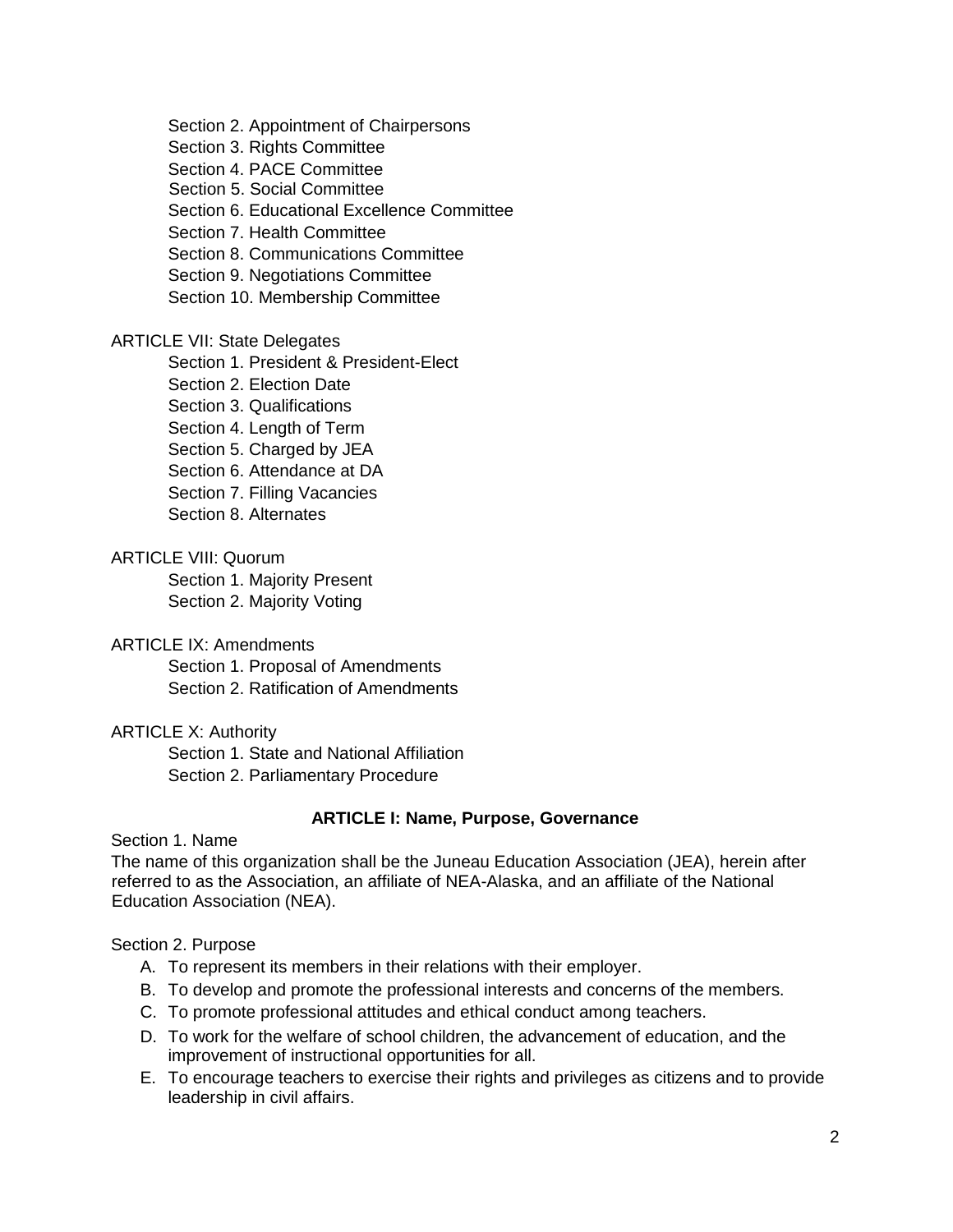Section 2. Appointment of Chairpersons
Section 3. Rights Committee
Section 4. PACE Committee
Section 5. Social Committee
Section 6. Educational Excellence Committee
Section 7. Health Committee
Section 8. Communications Committee
Section 9. Negotiations Committee
Section 10. Membership Committee

ARTICLE VII: State Delegates
Section 1. President & President-Elect
Section 2. Election Date
Section 3. Qualifications
Section 4. Length of Term
Section 5. Charged by JEA
Section 6. Attendance at DA
Section 7. Filling Vacancies
Section 8. Alternates

ARTICLE VIII: Quorum
Section 1. Majority Present
Section 2. Majority Voting

ARTICLE IX: Amendments
Section 1. Proposal of Amendments
Section 2. Ratification of Amendments

ARTICLE X: Authority
Section 1. State and National Affiliation
Section 2. Parliamentary Procedure

## ARTICLE I: Name, Purpose, Governance

Section 1. Name
The name of this organization shall be the Juneau Education Association (JEA), herein after referred to as the Association, an affiliate of NEA-Alaska, and an affiliate of the National Education Association (NEA).

Section 2. Purpose

A. To represent its members in their relations with their employer.
B. To develop and promote the professional interests and concerns of the members.
C. To promote professional attitudes and ethical conduct among teachers.
D. To work for the welfare of school children, the advancement of education, and the improvement of instructional opportunities for all.
E. To encourage teachers to exercise their rights and privileges as citizens and to provide leadership in civil affairs.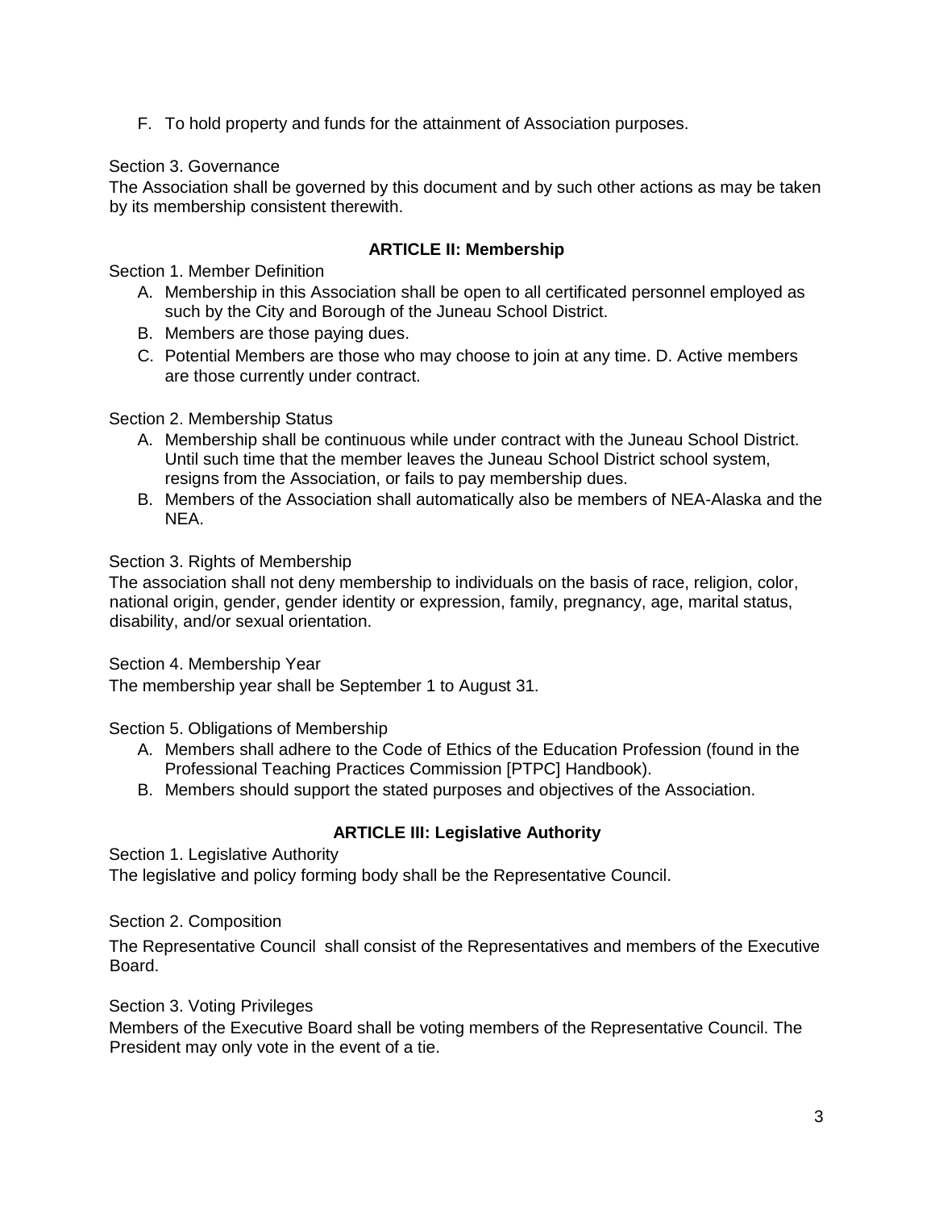F. To hold property and funds for the attainment of Association purposes.

Section 3. Governance

The Association shall be governed by this document and by such other actions as may be taken by its membership consistent therewith.

## ARTICLE II: Membership

Section 1. Member Definition

A. Membership in this Association shall be open to all certificated personnel employed as such by the City and Borough of the Juneau School District.
B. Members are those paying dues.
C. Potential Members are those who may choose to join at any time. D. Active members are those currently under contract.

Section 2. Membership Status

A. Membership shall be continuous while under contract with the Juneau School District. Until such time that the member leaves the Juneau School District school system, resigns from the Association, or fails to pay membership dues.
B. Members of the Association shall automatically also be members of NEA-Alaska and the NEA.

Section 3. Rights of Membership

The association shall not deny membership to individuals on the basis of race, religion, color, national origin, gender, gender identity or expression, family, pregnancy, age, marital status, disability, and/or sexual orientation.

Section 4. Membership Year

The membership year shall be September 1 to August 31.

Section 5. Obligations of Membership

A. Members shall adhere to the Code of Ethics of the Education Profession (found in the Professional Teaching Practices Commission [PTPC] Handbook).
B. Members should support the stated purposes and objectives of the Association.

## ARTICLE III: Legislative Authority

Section 1. Legislative Authority

The legislative and policy forming body shall be the Representative Council.

Section 2. Composition

The Representative Council shall consist of the Representatives and members of the Executive Board.

Section 3. Voting Privileges

Members of the Executive Board shall be voting members of the Representative Council. The President may only vote in the event of a tie.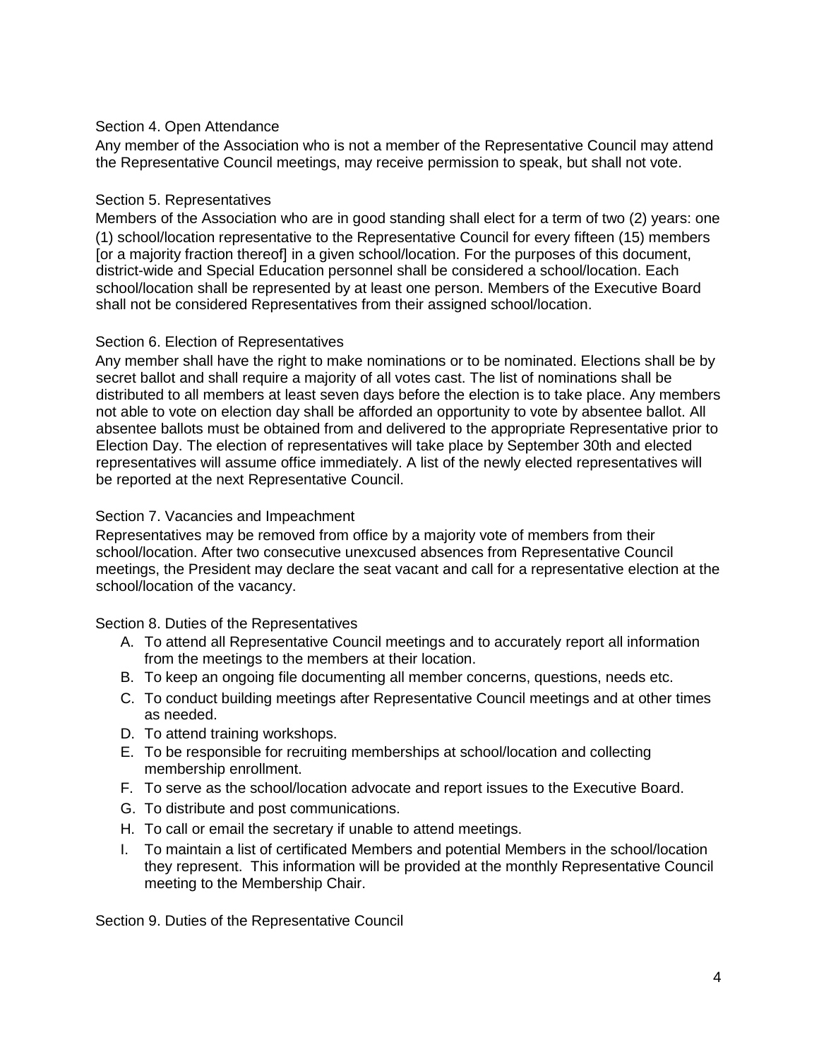### Section 4. Open Attendance

Any member of the Association who is not a member of the Representative Council may attend the Representative Council meetings, may receive permission to speak, but shall not vote.

### Section 5. Representatives

Members of the Association who are in good standing shall elect for a term of two (2) years: one (1) school/location representative to the Representative Council for every fifteen (15) members [or a majority fraction thereof] in a given school/location. For the purposes of this document, district-wide and Special Education personnel shall be considered a school/location. Each school/location shall be represented by at least one person. Members of the Executive Board shall not be considered Representatives from their assigned school/location.

### Section 6. Election of Representatives

Any member shall have the right to make nominations or to be nominated. Elections shall be by secret ballot and shall require a majority of all votes cast. The list of nominations shall be distributed to all members at least seven days before the election is to take place. Any members not able to vote on election day shall be afforded an opportunity to vote by absentee ballot. All absentee ballots must be obtained from and delivered to the appropriate Representative prior to Election Day. The election of representatives will take place by September 30th and elected representatives will assume office immediately. A list of the newly elected representatives will be reported at the next Representative Council.

### Section 7. Vacancies and Impeachment

Representatives may be removed from office by a majority vote of members from their school/location. After two consecutive unexcused absences from Representative Council meetings, the President may declare the seat vacant and call for a representative election at the school/location of the vacancy.

### Section 8. Duties of the Representatives

A. To attend all Representative Council meetings and to accurately report all information from the meetings to the members at their location.
B. To keep an ongoing file documenting all member concerns, questions, needs etc.
C. To conduct building meetings after Representative Council meetings and at other times as needed.
D. To attend training workshops.
E. To be responsible for recruiting memberships at school/location and collecting membership enrollment.
F. To serve as the school/location advocate and report issues to the Executive Board.
G. To distribute and post communications.
H. To call or email the secretary if unable to attend meetings.
I. To maintain a list of certificated Members and potential Members in the school/location they represent. This information will be provided at the monthly Representative Council meeting to the Membership Chair.

### Section 9. Duties of the Representative Council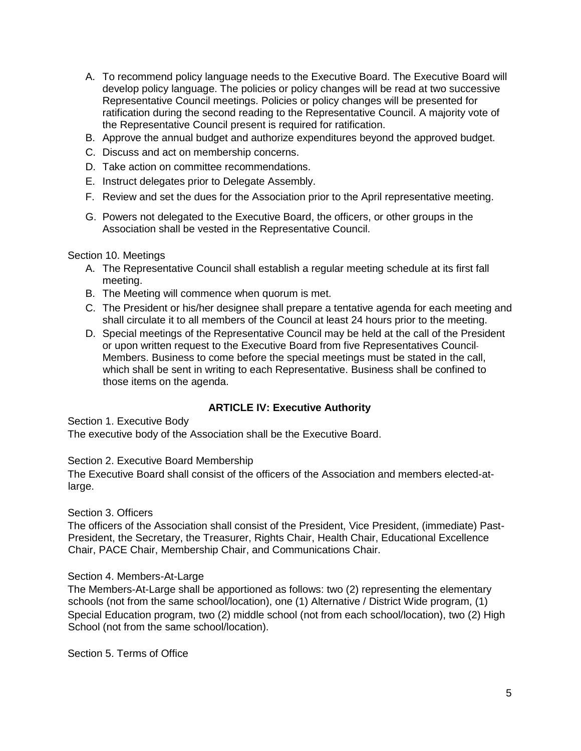A. To recommend policy language needs to the Executive Board. The Executive Board will develop policy language. The policies or policy changes will be read at two successive Representative Council meetings. Policies or policy changes will be presented for ratification during the second reading to the Representative Council. A majority vote of the Representative Council present is required for ratification.
B. Approve the annual budget and authorize expenditures beyond the approved budget.
C. Discuss and act on membership concerns.
D. Take action on committee recommendations.
E. Instruct delegates prior to Delegate Assembly.
F. Review and set the dues for the Association prior to the April representative meeting.
G. Powers not delegated to the Executive Board, the officers, or other groups in the Association shall be vested in the Representative Council.

Section 10. Meetings

A. The Representative Council shall establish a regular meeting schedule at its first fall meeting.
B. The Meeting will commence when quorum is met.
C. The President or his/her designee shall prepare a tentative agenda for each meeting and shall circulate it to all members of the Council at least 24 hours prior to the meeting.
D. Special meetings of the Representative Council may be held at the call of the President or upon written request to the Executive Board from five Representatives Council Members. Business to come before the special meetings must be stated in the call, which shall be sent in writing to each Representative. Business shall be confined to those items on the agenda.

## ARTICLE IV: Executive Authority

Section 1. Executive Body

The executive body of the Association shall be the Executive Board.

Section 2. Executive Board Membership

The Executive Board shall consist of the officers of the Association and members elected-at-large.

Section 3. Officers

The officers of the Association shall consist of the President, Vice President, (immediate) Past-President, the Secretary, the Treasurer, Rights Chair, Health Chair, Educational Excellence Chair, PACE Chair, Membership Chair, and Communications Chair.

Section 4. Members-At-Large

The Members-At-Large shall be apportioned as follows: two (2) representing the elementary schools (not from the same school/location), one (1) Alternative / District Wide program, (1) Special Education program, two (2) middle school (not from each school/location), two (2) High School (not from the same school/location).

Section 5. Terms of Office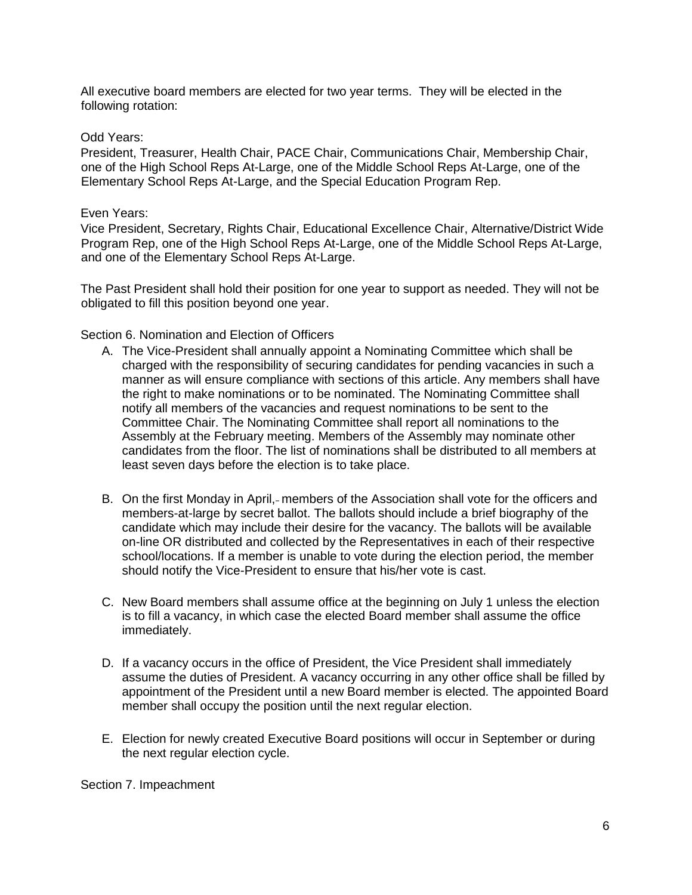All executive board members are elected for two year terms. They will be elected in the following rotation:

Odd Years:
President, Treasurer, Health Chair, PACE Chair, Communications Chair, Membership Chair, one of the High School Reps At-Large, one of the Middle School Reps At-Large, one of the Elementary School Reps At-Large, and the Special Education Program Rep.

Even Years:
Vice President, Secretary, Rights Chair, Educational Excellence Chair, Alternative/District Wide Program Rep, one of the High School Reps At-Large, one of the Middle School Reps At-Large, and one of the Elementary School Reps At-Large.

The Past President shall hold their position for one year to support as needed. They will not be obligated to fill this position beyond one year.

Section 6. Nomination and Election of Officers

A. The Vice-President shall annually appoint a Nominating Committee which shall be charged with the responsibility of securing candidates for pending vacancies in such a manner as will ensure compliance with sections of this article. Any members shall have the right to make nominations or to be nominated. The Nominating Committee shall notify all members of the vacancies and request nominations to be sent to the Committee Chair. The Nominating Committee shall report all nominations to the Assembly at the February meeting. Members of the Assembly may nominate other candidates from the floor. The list of nominations shall be distributed to all members at least seven days before the election is to take place.

B. On the first Monday in April, members of the Association shall vote for the officers and members-at-large by secret ballot. The ballots should include a brief biography of the candidate which may include their desire for the vacancy. The ballots will be available on-line OR distributed and collected by the Representatives in each of their respective school/locations. If a member is unable to vote during the election period, the member should notify the Vice-President to ensure that his/her vote is cast.

C. New Board members shall assume office at the beginning on July 1 unless the election is to fill a vacancy, in which case the elected Board member shall assume the office immediately.

D. If a vacancy occurs in the office of President, the Vice President shall immediately assume the duties of President. A vacancy occurring in any other office shall be filled by appointment of the President until a new Board member is elected. The appointed Board member shall occupy the position until the next regular election.

E. Election for newly created Executive Board positions will occur in September or during the next regular election cycle.

Section 7. Impeachment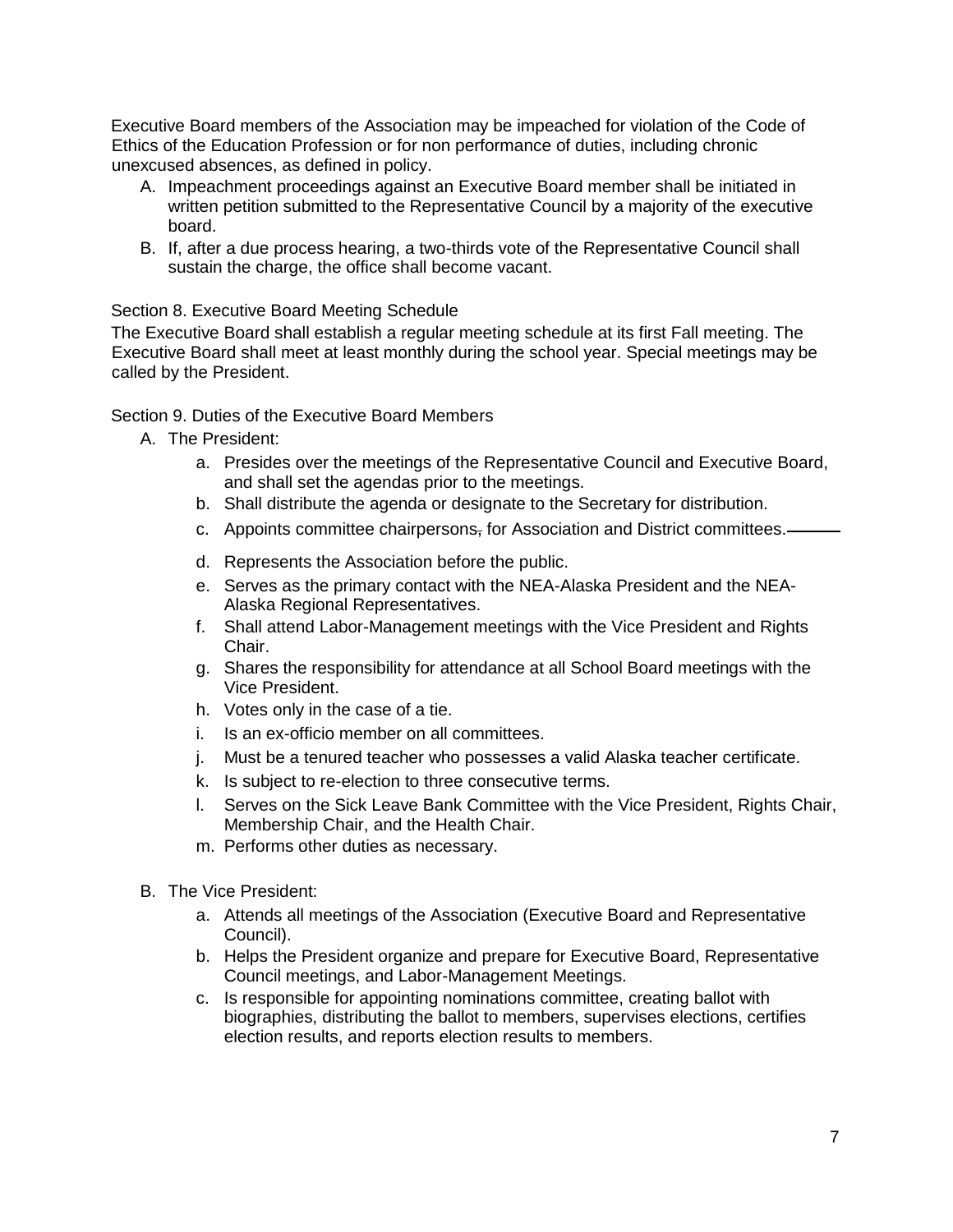Executive Board members of the Association may be impeached for violation of the Code of Ethics of the Education Profession or for non performance of duties, including chronic unexcused absences, as defined in policy.

A. Impeachment proceedings against an Executive Board member shall be initiated in written petition submitted to the Representative Council by a majority of the executive board.
B. If, after a due process hearing, a two-thirds vote of the Representative Council shall sustain the charge, the office shall become vacant.

Section 8. Executive Board Meeting Schedule

The Executive Board shall establish a regular meeting schedule at its first Fall meeting. The Executive Board shall meet at least monthly during the school year. Special meetings may be called by the President.

Section 9. Duties of the Executive Board Members

A. The President:
   a. Presides over the meetings of the Representative Council and Executive Board, and shall set the agendas prior to the meetings.
   b. Shall distribute the agenda or designate to the Secretary for distribution.
   c. Appoints committee chairpersons, for Association and District committees.
   d. Represents the Association before the public.
   e. Serves as the primary contact with the NEA-Alaska President and the NEA-Alaska Regional Representatives.
   f. Shall attend Labor-Management meetings with the Vice President and Rights Chair.
   g. Shares the responsibility for attendance at all School Board meetings with the Vice President.
   h. Votes only in the case of a tie.
   i. Is an ex-officio member on all committees.
   j. Must be a tenured teacher who possesses a valid Alaska teacher certificate.
   k. Is subject to re-election to three consecutive terms.
   l. Serves on the Sick Leave Bank Committee with the Vice President, Rights Chair, Membership Chair, and the Health Chair.
   m. Performs other duties as necessary.

B. The Vice President:
   a. Attends all meetings of the Association (Executive Board and Representative Council).
   b. Helps the President organize and prepare for Executive Board, Representative Council meetings, and Labor-Management Meetings.
   c. Is responsible for appointing nominations committee, creating ballot with biographies, distributing the ballot to members, supervises elections, certifies election results, and reports election results to members.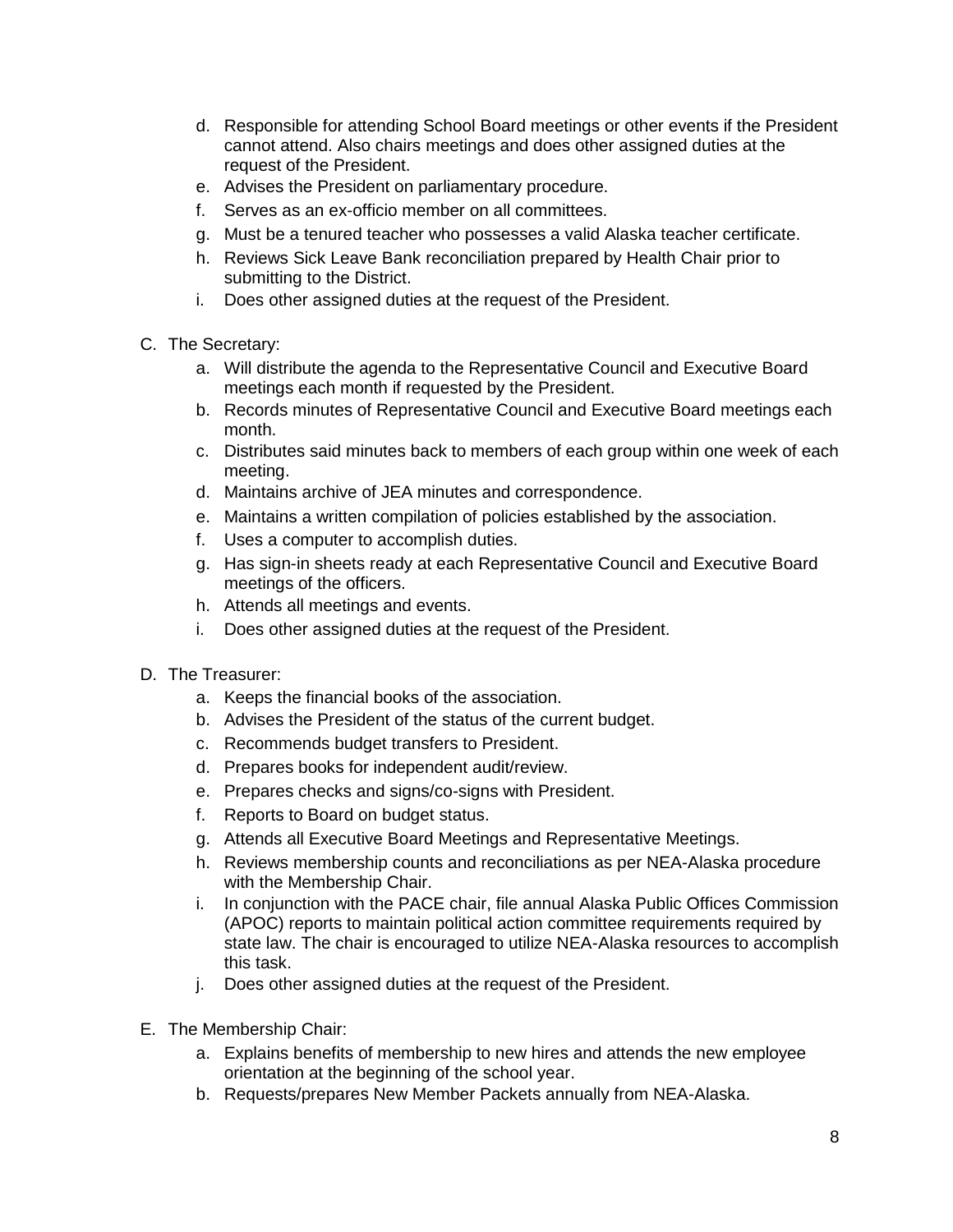d. Responsible for attending School Board meetings or other events if the President cannot attend. Also chairs meetings and does other assigned duties at the request of the President.
e. Advises the President on parliamentary procedure.
f. Serves as an ex-officio member on all committees.
g. Must be a tenured teacher who possesses a valid Alaska teacher certificate.
h. Reviews Sick Leave Bank reconciliation prepared by Health Chair prior to submitting to the District.
i. Does other assigned duties at the request of the President.

C. The Secretary:

a. Will distribute the agenda to the Representative Council and Executive Board meetings each month if requested by the President.
b. Records minutes of Representative Council and Executive Board meetings each month.
c. Distributes said minutes back to members of each group within one week of each meeting.
d. Maintains archive of JEA minutes and correspondence.
e. Maintains a written compilation of policies established by the association.
f. Uses a computer to accomplish duties.
g. Has sign-in sheets ready at each Representative Council and Executive Board meetings of the officers.
h. Attends all meetings and events.
i. Does other assigned duties at the request of the President.

D. The Treasurer:

a. Keeps the financial books of the association.
b. Advises the President of the status of the current budget.
c. Recommends budget transfers to President.
d. Prepares books for independent audit/review.
e. Prepares checks and signs/co-signs with President.
f. Reports to Board on budget status.
g. Attends all Executive Board Meetings and Representative Meetings.
h. Reviews membership counts and reconciliations as per NEA-Alaska procedure with the Membership Chair.
i. In conjunction with the PACE chair, file annual Alaska Public Offices Commission (APOC) reports to maintain political action committee requirements required by state law. The chair is encouraged to utilize NEA-Alaska resources to accomplish this task.
j. Does other assigned duties at the request of the President.

E. The Membership Chair:

a. Explains benefits of membership to new hires and attends the new employee orientation at the beginning of the school year.
b. Requests/prepares New Member Packets annually from NEA-Alaska.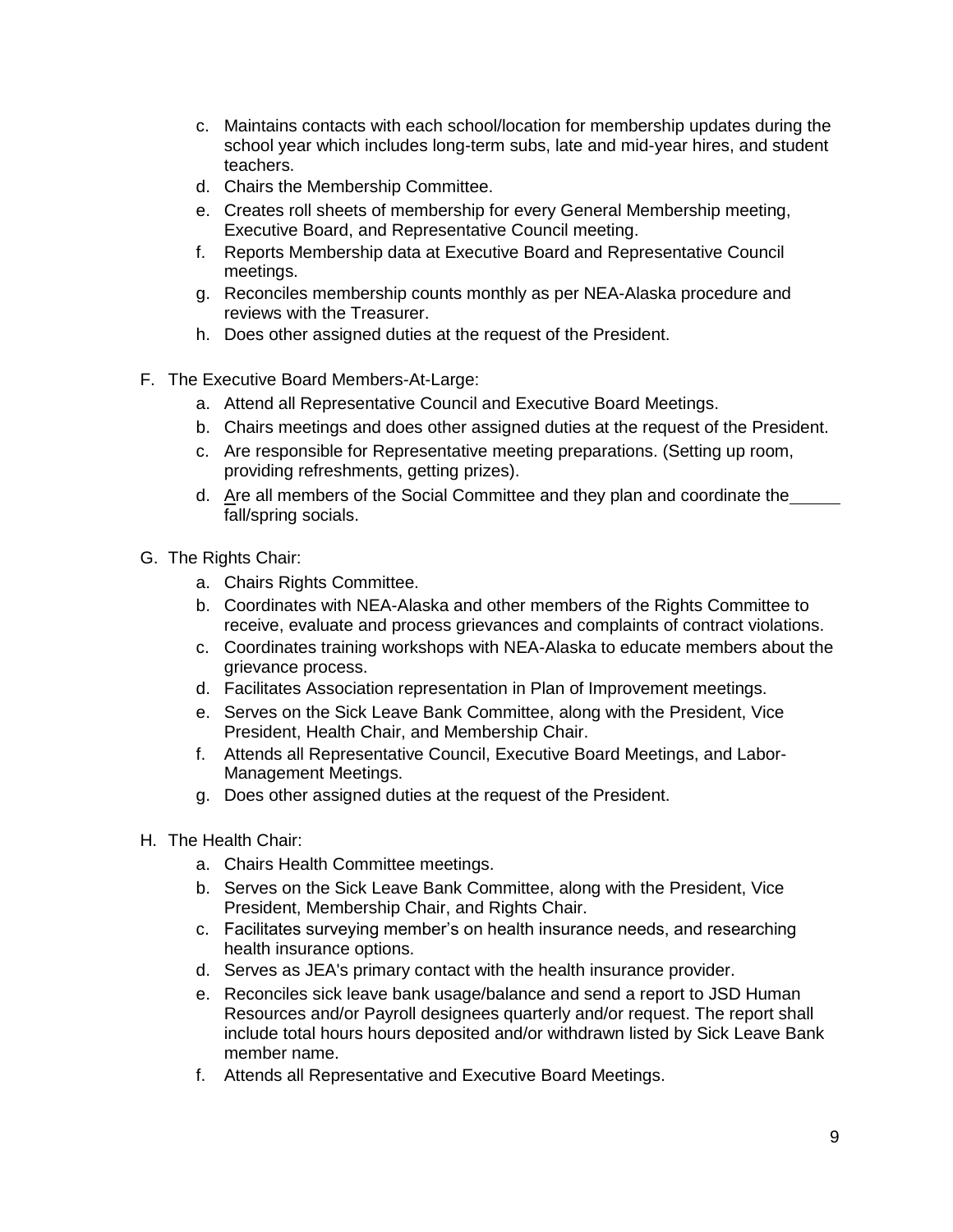c. Maintains contacts with each school/location for membership updates during the school year which includes long-term subs, late and mid-year hires, and student teachers.
d. Chairs the Membership Committee.
e. Creates roll sheets of membership for every General Membership meeting, Executive Board, and Representative Council meeting.
f. Reports Membership data at Executive Board and Representative Council meetings.
g. Reconciles membership counts monthly as per NEA-Alaska procedure and reviews with the Treasurer.
h. Does other assigned duties at the request of the President.

F. The Executive Board Members-At-Large:

a. Attend all Representative Council and Executive Board Meetings.
b. Chairs meetings and does other assigned duties at the request of the President.
c. Are responsible for Representative meeting preparations. (Setting up room, providing refreshments, getting prizes).
d. Are all members of the Social Committee and they plan and coordinate the fall/spring socials.

G. The Rights Chair:

a. Chairs Rights Committee.
b. Coordinates with NEA-Alaska and other members of the Rights Committee to receive, evaluate and process grievances and complaints of contract violations.
c. Coordinates training workshops with NEA-Alaska to educate members about the grievance process.
d. Facilitates Association representation in Plan of Improvement meetings.
e. Serves on the Sick Leave Bank Committee, along with the President, Vice President, Health Chair, and Membership Chair.
f. Attends all Representative Council, Executive Board Meetings, and Labor-Management Meetings.
g. Does other assigned duties at the request of the President.

H. The Health Chair:

a. Chairs Health Committee meetings.
b. Serves on the Sick Leave Bank Committee, along with the President, Vice President, Membership Chair, and Rights Chair.
c. Facilitates surveying member's on health insurance needs, and researching health insurance options.
d. Serves as JEA's primary contact with the health insurance provider.
e. Reconciles sick leave bank usage/balance and send a report to JSD Human Resources and/or Payroll designees quarterly and/or request. The report shall include total hours hours deposited and/or withdrawn listed by Sick Leave Bank member name.
f. Attends all Representative and Executive Board Meetings.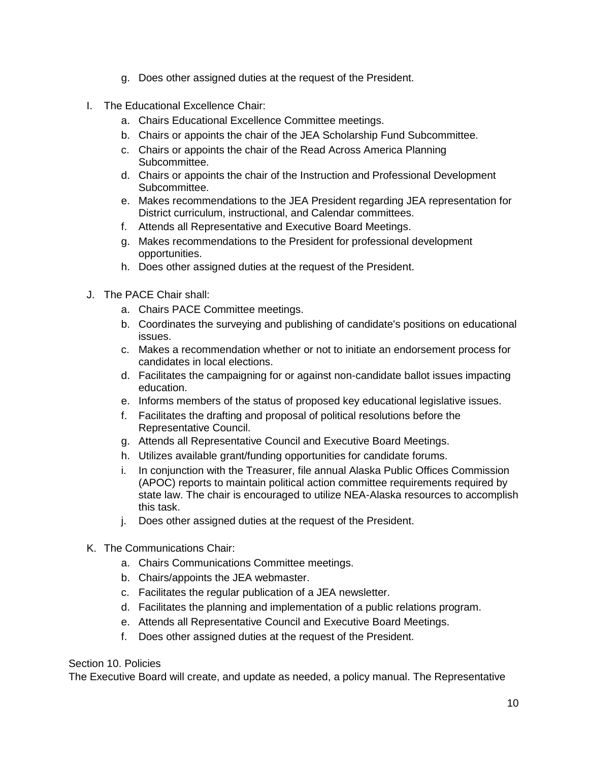g. Does other assigned duties at the request of the President.

I. The Educational Excellence Chair:
   a. Chairs Educational Excellence Committee meetings.
   b. Chairs or appoints the chair of the JEA Scholarship Fund Subcommittee.
   c. Chairs or appoints the chair of the Read Across America Planning Subcommittee.
   d. Chairs or appoints the chair of the Instruction and Professional Development Subcommittee.
   e. Makes recommendations to the JEA President regarding JEA representation for District curriculum, instructional, and Calendar committees.
   f. Attends all Representative and Executive Board Meetings.
   g. Makes recommendations to the President for professional development opportunities.
   h. Does other assigned duties at the request of the President.

J. The PACE Chair shall:
   a. Chairs PACE Committee meetings.
   b. Coordinates the surveying and publishing of candidate's positions on educational issues.
   c. Makes a recommendation whether or not to initiate an endorsement process for candidates in local elections.
   d. Facilitates the campaigning for or against non-candidate ballot issues impacting education.
   e. Informs members of the status of proposed key educational legislative issues.
   f. Facilitates the drafting and proposal of political resolutions before the Representative Council.
   g. Attends all Representative Council and Executive Board Meetings.
   h. Utilizes available grant/funding opportunities for candidate forums.
   i. In conjunction with the Treasurer, file annual Alaska Public Offices Commission (APOC) reports to maintain political action committee requirements required by state law. The chair is encouraged to utilize NEA-Alaska resources to accomplish this task.
   j. Does other assigned duties at the request of the President.

K. The Communications Chair:
   a. Chairs Communications Committee meetings.
   b. Chairs/appoints the JEA webmaster.
   c. Facilitates the regular publication of a JEA newsletter.
   d. Facilitates the planning and implementation of a public relations program.
   e. Attends all Representative Council and Executive Board Meetings.
   f. Does other assigned duties at the request of the President.

Section 10. Policies
The Executive Board will create, and update as needed, a policy manual. The Representative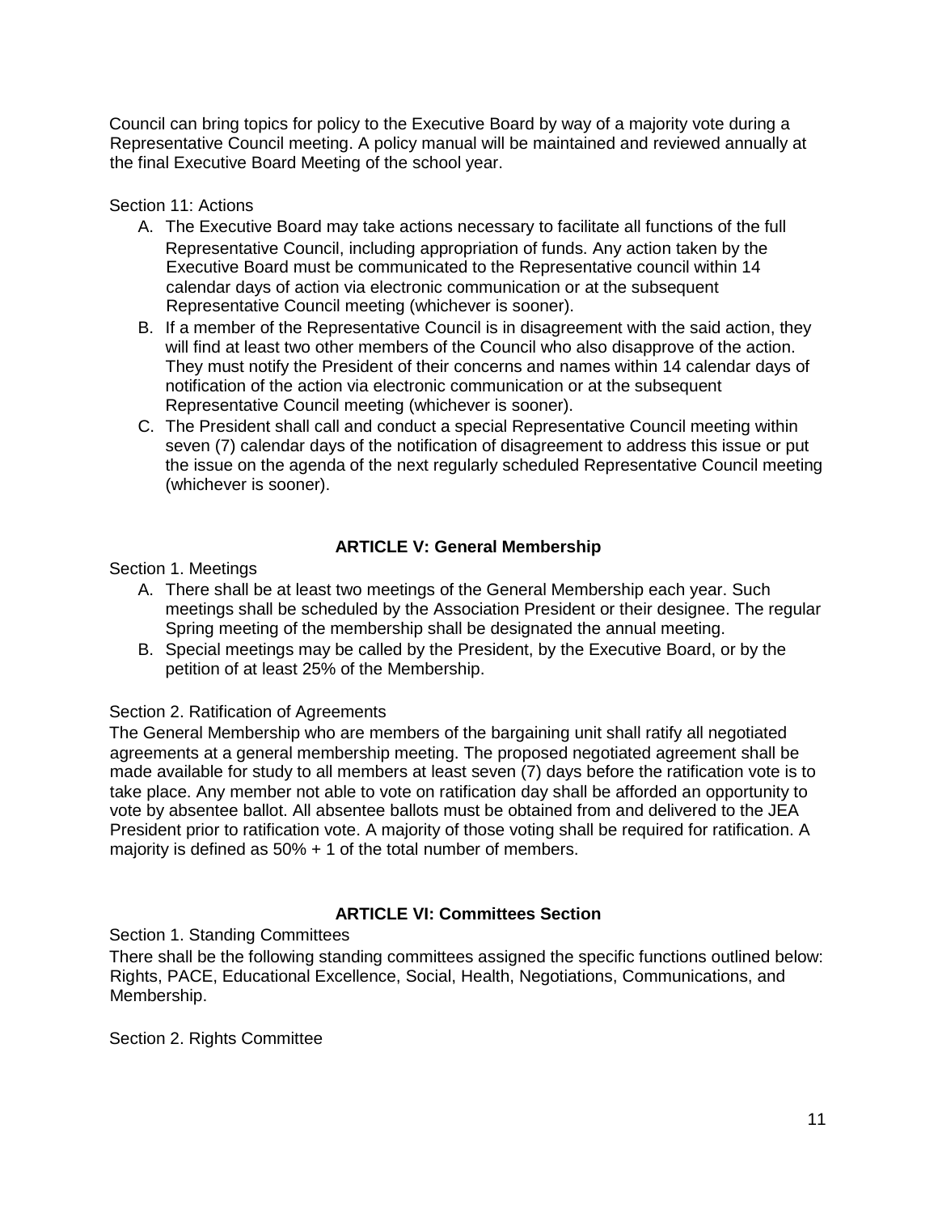Council can bring topics for policy to the Executive Board by way of a majority vote during a Representative Council meeting. A policy manual will be maintained and reviewed annually at the final Executive Board Meeting of the school year.

Section 11: Actions

A. The Executive Board may take actions necessary to facilitate all functions of the full Representative Council, including appropriation of funds. Any action taken by the Executive Board must be communicated to the Representative council within 14 calendar days of action via electronic communication or at the subsequent Representative Council meeting (whichever is sooner).
B. If a member of the Representative Council is in disagreement with the said action, they will find at least two other members of the Council who also disapprove of the action. They must notify the President of their concerns and names within 14 calendar days of notification of the action via electronic communication or at the subsequent Representative Council meeting (whichever is sooner).
C. The President shall call and conduct a special Representative Council meeting within seven (7) calendar days of the notification of disagreement to address this issue or put the issue on the agenda of the next regularly scheduled Representative Council meeting (whichever is sooner).

## ARTICLE V: General Membership

Section 1. Meetings

A. There shall be at least two meetings of the General Membership each year. Such meetings shall be scheduled by the Association President or their designee. The regular Spring meeting of the membership shall be designated the annual meeting.
B. Special meetings may be called by the President, by the Executive Board, or by the petition of at least 25% of the Membership.

Section 2. Ratification of Agreements

The General Membership who are members of the bargaining unit shall ratify all negotiated agreements at a general membership meeting. The proposed negotiated agreement shall be made available for study to all members at least seven (7) days before the ratification vote is to take place. Any member not able to vote on ratification day shall be afforded an opportunity to vote by absentee ballot. All absentee ballots must be obtained from and delivered to the JEA President prior to ratification vote. A majority of those voting shall be required for ratification. A majority is defined as 50% + 1 of the total number of members.

## ARTICLE VI: Committees Section

Section 1. Standing Committees

There shall be the following standing committees assigned the specific functions outlined below: Rights, PACE, Educational Excellence, Social, Health, Negotiations, Communications, and Membership.

Section 2. Rights Committee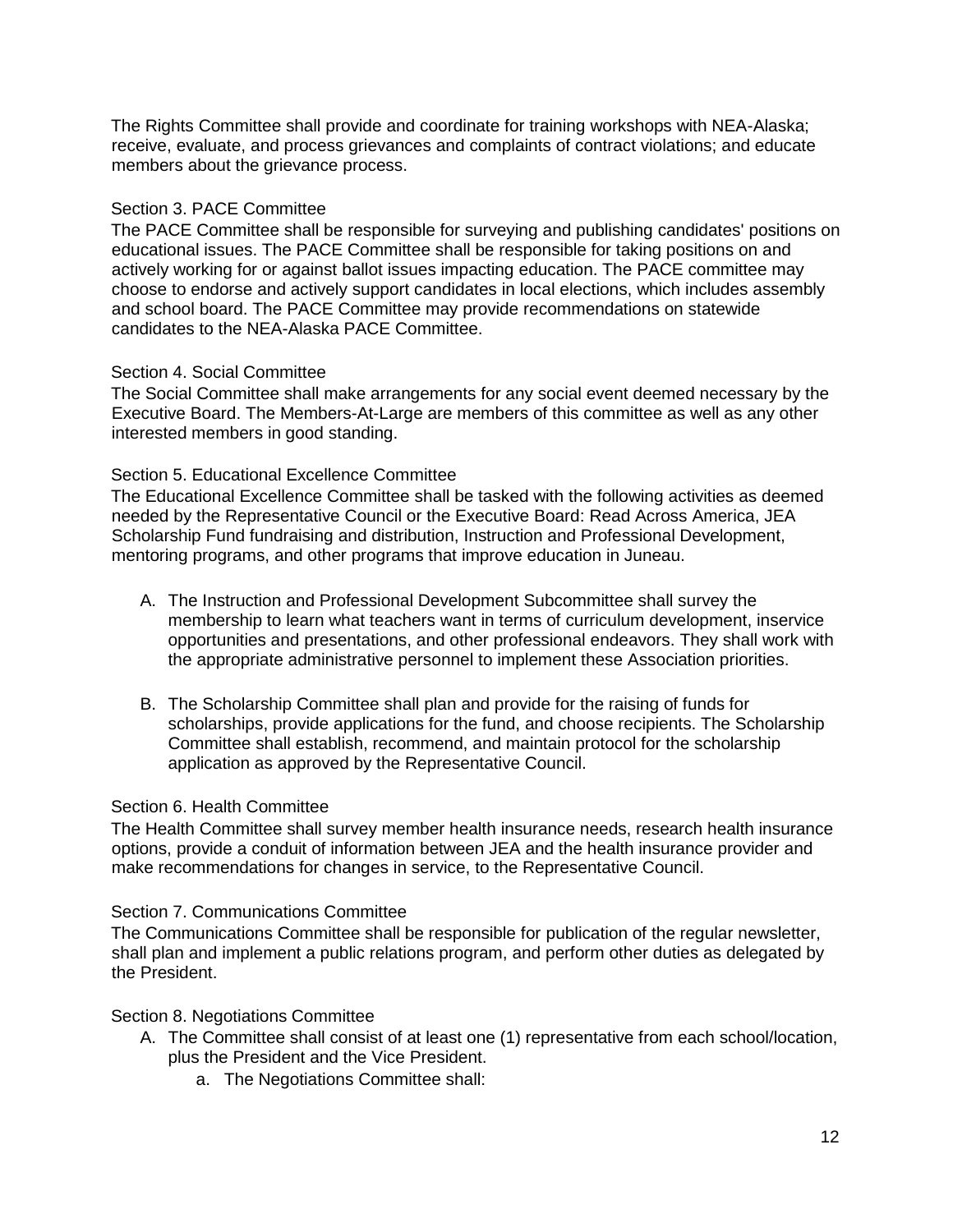The Rights Committee shall provide and coordinate for training workshops with NEA-Alaska; receive, evaluate, and process grievances and complaints of contract violations; and educate members about the grievance process.

### Section 3. PACE Committee

The PACE Committee shall be responsible for surveying and publishing candidates' positions on educational issues. The PACE Committee shall be responsible for taking positions on and actively working for or against ballot issues impacting education. The PACE committee may choose to endorse and actively support candidates in local elections, which includes assembly and school board. The PACE Committee may provide recommendations on statewide candidates to the NEA-Alaska PACE Committee.

### Section 4. Social Committee

The Social Committee shall make arrangements for any social event deemed necessary by the Executive Board. The Members-At-Large are members of this committee as well as any other interested members in good standing.

### Section 5. Educational Excellence Committee

The Educational Excellence Committee shall be tasked with the following activities as deemed needed by the Representative Council or the Executive Board: Read Across America, JEA Scholarship Fund fundraising and distribution, Instruction and Professional Development, mentoring programs, and other programs that improve education in Juneau.

A. The Instruction and Professional Development Subcommittee shall survey the membership to learn what teachers want in terms of curriculum development, inservice opportunities and presentations, and other professional endeavors. They shall work with the appropriate administrative personnel to implement these Association priorities.

B. The Scholarship Committee shall plan and provide for the raising of funds for scholarships, provide applications for the fund, and choose recipients. The Scholarship Committee shall establish, recommend, and maintain protocol for the scholarship application as approved by the Representative Council.

### Section 6. Health Committee

The Health Committee shall survey member health insurance needs, research health insurance options, provide a conduit of information between JEA and the health insurance provider and make recommendations for changes in service, to the Representative Council.

### Section 7. Communications Committee

The Communications Committee shall be responsible for publication of the regular newsletter, shall plan and implement a public relations program, and perform other duties as delegated by the President.

### Section 8. Negotiations Committee

A. The Committee shall consist of at least one (1) representative from each school/location, plus the President and the Vice President.
    a. The Negotiations Committee shall: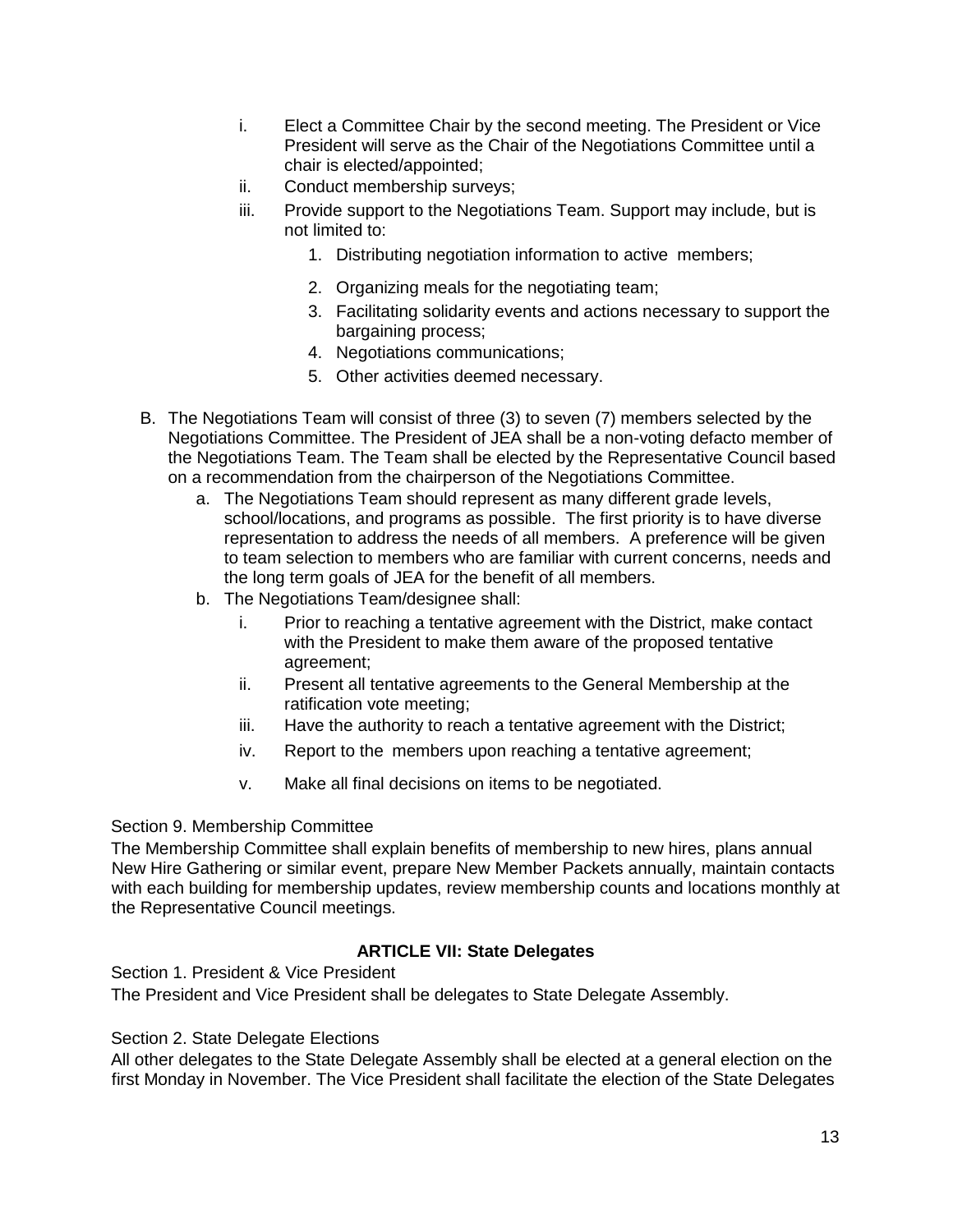i. Elect a Committee Chair by the second meeting. The President or Vice President will serve as the Chair of the Negotiations Committee until a chair is elected/appointed;
   ii. Conduct membership surveys;
   iii. Provide support to the Negotiations Team. Support may include, but is not limited to:
      1. Distributing negotiation information to active members;
      2. Organizing meals for the negotiating team;
      3. Facilitating solidarity events and actions necessary to support the bargaining process;
      4. Negotiations communications;
      5. Other activities deemed necessary.

B. The Negotiations Team will consist of three (3) to seven (7) members selected by the Negotiations Committee. The President of JEA shall be a non-voting defacto member of the Negotiations Team. The Team shall be elected by the Representative Council based on a recommendation from the chairperson of the Negotiations Committee.
   a. The Negotiations Team should represent as many different grade levels, school/locations, and programs as possible. The first priority is to have diverse representation to address the needs of all members. A preference will be given to team selection to members who are familiar with current concerns, needs and the long term goals of JEA for the benefit of all members.
   b. The Negotiations Team/designee shall:
      i. Prior to reaching a tentative agreement with the District, make contact with the President to make them aware of the proposed tentative agreement;
      ii. Present all tentative agreements to the General Membership at the ratification vote meeting;
      iii. Have the authority to reach a tentative agreement with the District;
      iv. Report to the members upon reaching a tentative agreement;
      v. Make all final decisions on items to be negotiated.

Section 9. Membership Committee

The Membership Committee shall explain benefits of membership to new hires, plans annual New Hire Gathering or similar event, prepare New Member Packets annually, maintain contacts with each building for membership updates, review membership counts and locations monthly at the Representative Council meetings.

## ARTICLE VII: State Delegates

Section 1. President & Vice President

The President and Vice President shall be delegates to State Delegate Assembly.

Section 2. State Delegate Elections

All other delegates to the State Delegate Assembly shall be elected at a general election on the first Monday in November. The Vice President shall facilitate the election of the State Delegates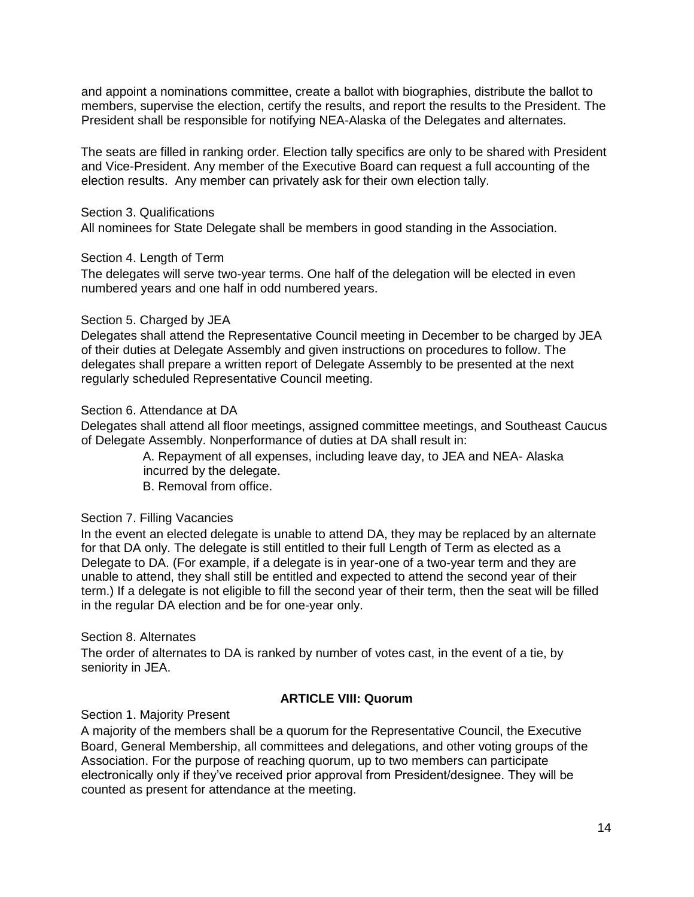and appoint a nominations committee, create a ballot with biographies, distribute the ballot to members, supervise the election, certify the results, and report the results to the President. The President shall be responsible for notifying NEA-Alaska of the Delegates and alternates.

The seats are filled in ranking order. Election tally specifics are only to be shared with President and Vice-President. Any member of the Executive Board can request a full accounting of the election results. Any member can privately ask for their own election tally.

Section 3. Qualifications

All nominees for State Delegate shall be members in good standing in the Association.

Section 4. Length of Term

The delegates will serve two-year terms. One half of the delegation will be elected in even numbered years and one half in odd numbered years.

Section 5. Charged by JEA

Delegates shall attend the Representative Council meeting in December to be charged by JEA of their duties at Delegate Assembly and given instructions on procedures to follow. The delegates shall prepare a written report of Delegate Assembly to be presented at the next regularly scheduled Representative Council meeting.

Section 6. Attendance at DA

Delegates shall attend all floor meetings, assigned committee meetings, and Southeast Caucus of Delegate Assembly. Nonperformance of duties at DA shall result in:

A. Repayment of all expenses, including leave day, to JEA and NEA- Alaska incurred by the delegate.

B. Removal from office.

Section 7. Filling Vacancies

In the event an elected delegate is unable to attend DA, they may be replaced by an alternate for that DA only. The delegate is still entitled to their full Length of Term as elected as a Delegate to DA. (For example, if a delegate is in year-one of a two-year term and they are unable to attend, they shall still be entitled and expected to attend the second year of their term.) If a delegate is not eligible to fill the second year of their term, then the seat will be filled in the regular DA election and be for one-year only.

Section 8. Alternates

The order of alternates to DA is ranked by number of votes cast, in the event of a tie, by seniority in JEA.

## ARTICLE VIII: Quorum

Section 1. Majority Present

A majority of the members shall be a quorum for the Representative Council, the Executive Board, General Membership, all committees and delegations, and other voting groups of the Association. For the purpose of reaching quorum, up to two members can participate electronically only if they've received prior approval from President/designee. They will be counted as present for attendance at the meeting.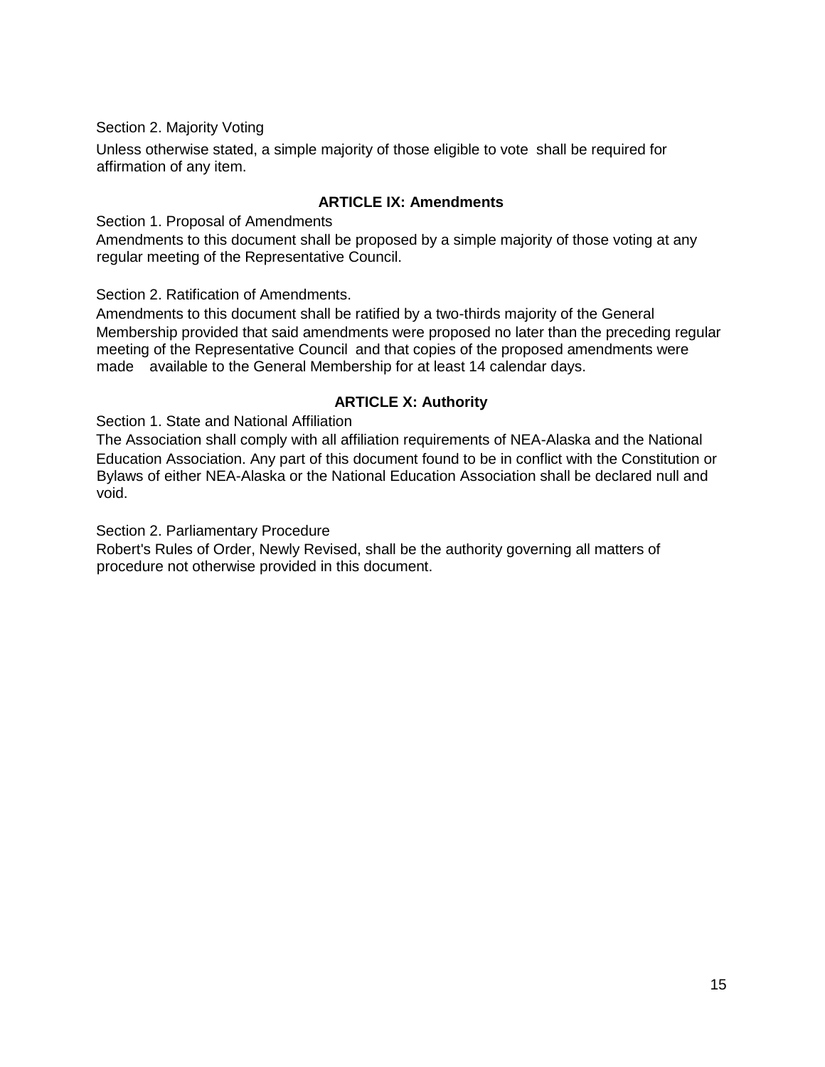Section 2. Majority Voting

Unless otherwise stated, a simple majority of those eligible to vote shall be required for affirmation of any item.

## ARTICLE IX: Amendments

Section 1. Proposal of Amendments

Amendments to this document shall be proposed by a simple majority of those voting at any regular meeting of the Representative Council.

Section 2. Ratification of Amendments.

Amendments to this document shall be ratified by a two-thirds majority of the General Membership provided that said amendments were proposed no later than the preceding regular meeting of the Representative Council and that copies of the proposed amendments were made available to the General Membership for at least 14 calendar days.

## ARTICLE X: Authority

Section 1. State and National Affiliation

The Association shall comply with all affiliation requirements of NEA-Alaska and the National Education Association. Any part of this document found to be in conflict with the Constitution or Bylaws of either NEA-Alaska or the National Education Association shall be declared null and void.

Section 2. Parliamentary Procedure

Robert's Rules of Order, Newly Revised, shall be the authority governing all matters of procedure not otherwise provided in this document.